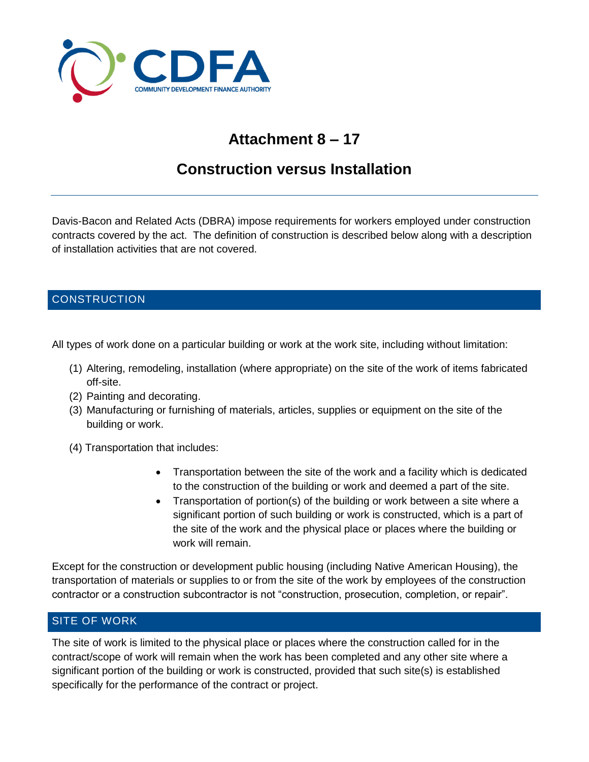CDFA
COMMUNITY DEVELOPMENT FINANCE AUTHORITY

# Attachment 8 – 17

# Construction versus Installation

Davis-Bacon and Related Acts (DBRA) impose requirements for workers employed under construction contracts covered by the act. The definition of construction is described below along with a description of installation activities that are not covered.

## CONSTRUCTION

All types of work done on a particular building or work at the work site, including without limitation:

(1) Altering, remodeling, installation (where appropriate) on the site of the work of items fabricated off-site.
(2) Painting and decorating.
(3) Manufacturing or furnishing of materials, articles, supplies or equipment on the site of the building or work.
(4) Transportation that includes:

- Transportation between the site of the work and a facility which is dedicated to the construction of the building or work and deemed a part of the site.
- Transportation of portion(s) of the building or work between a site where a significant portion of such building or work is constructed, which is a part of the site of the work and the physical place or places where the building or work will remain.

Except for the construction or development public housing (including Native American Housing), the transportation of materials or supplies to or from the site of the work by employees of the construction contractor or a construction subcontractor is not "construction, prosecution, completion, or repair".

## SITE OF WORK

The site of work is limited to the physical place or places where the construction called for in the contract/scope of work will remain when the work has been completed and any other site where a significant portion of the building or work is constructed, provided that such site(s) is established specifically for the performance of the contract or project.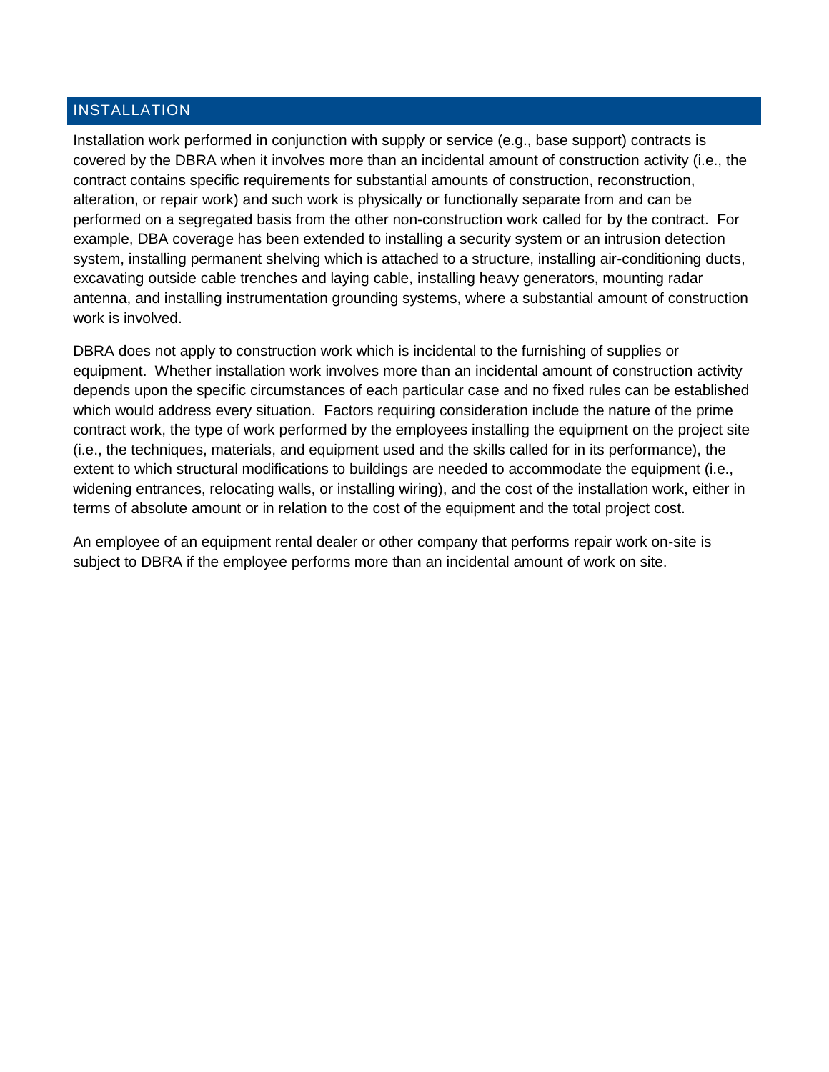## INSTALLATION

Installation work performed in conjunction with supply or service (e.g., base support) contracts is covered by the DBRA when it involves more than an incidental amount of construction activity (i.e., the contract contains specific requirements for substantial amounts of construction, reconstruction, alteration, or repair work) and such work is physically or functionally separate from and can be performed on a segregated basis from the other non-construction work called for by the contract. For example, DBA coverage has been extended to installing a security system or an intrusion detection system, installing permanent shelving which is attached to a structure, installing air-conditioning ducts, excavating outside cable trenches and laying cable, installing heavy generators, mounting radar antenna, and installing instrumentation grounding systems, where a substantial amount of construction work is involved.

DBRA does not apply to construction work which is incidental to the furnishing of supplies or equipment. Whether installation work involves more than an incidental amount of construction activity depends upon the specific circumstances of each particular case and no fixed rules can be established which would address every situation. Factors requiring consideration include the nature of the prime contract work, the type of work performed by the employees installing the equipment on the project site (i.e., the techniques, materials, and equipment used and the skills called for in its performance), the extent to which structural modifications to buildings are needed to accommodate the equipment (i.e., widening entrances, relocating walls, or installing wiring), and the cost of the installation work, either in terms of absolute amount or in relation to the cost of the equipment and the total project cost.

An employee of an equipment rental dealer or other company that performs repair work on-site is subject to DBRA if the employee performs more than an incidental amount of work on site.